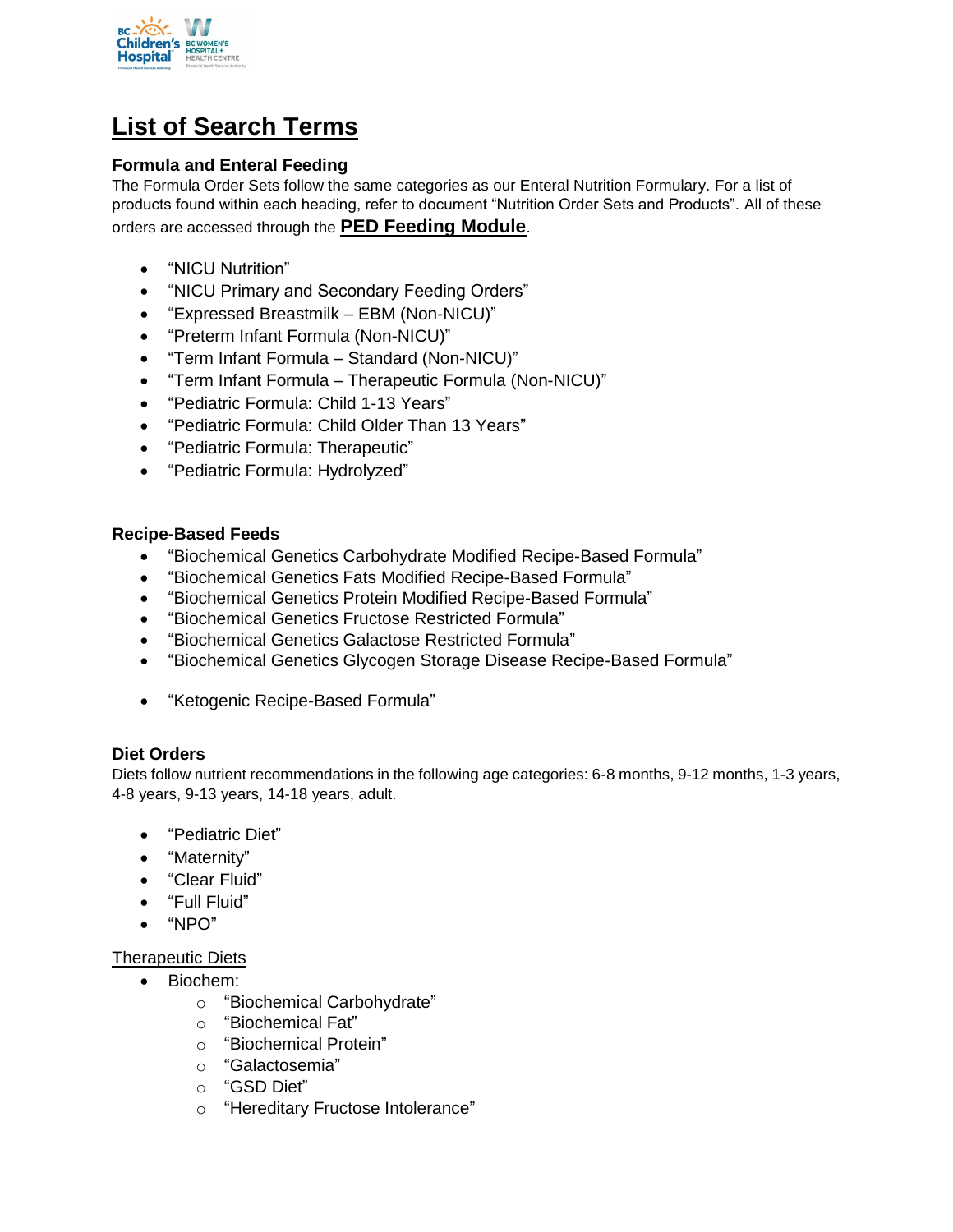# List of Search Terms

### Formula and Enteral Feeding

The Formula Order Sets follow the same categories as our Enteral Nutrition Formulary. For a list of products found within each heading, refer to document "Nutrition Order Sets and Products". All of these orders are accessed through the **PED Feeding Module**.

- "NICU Nutrition"
- "NICU Primary and Secondary Feeding Orders"
- "Expressed Breastmilk – EBM (Non-NICU)"
- "Preterm Infant Formula (Non-NICU)"
- "Term Infant Formula – Standard (Non-NICU)"
- "Term Infant Formula – Therapeutic Formula (Non-NICU)"
- "Pediatric Formula: Child 1-13 Years"
- "Pediatric Formula: Child Older Than 13 Years"
- "Pediatric Formula: Therapeutic"
- "Pediatric Formula: Hydrolyzed"

### Recipe-Based Feeds

- "Biochemical Genetics Carbohydrate Modified Recipe-Based Formula"
- "Biochemical Genetics Fats Modified Recipe-Based Formula"
- "Biochemical Genetics Protein Modified Recipe-Based Formula"
- "Biochemical Genetics Fructose Restricted Formula"
- "Biochemical Genetics Galactose Restricted Formula"
- "Biochemical Genetics Glycogen Storage Disease Recipe-Based Formula"
- "Ketogenic Recipe-Based Formula"

### Diet Orders

Diets follow nutrient recommendations in the following age categories: 6-8 months, 9-12 months, 1-3 years, 4-8 years, 9-13 years, 14-18 years, adult.

- "Pediatric Diet"
- "Maternity"
- "Clear Fluid"
- "Full Fluid"
- "NPO"

<u>Therapeutic Diets</u>

- Biochem:
    - "Biochemical Carbohydrate"
    - "Biochemical Fat"
    - "Biochemical Protein"
    - "Galactosemia"
    - "GSD Diet"
    - "Hereditary Fructose Intolerance"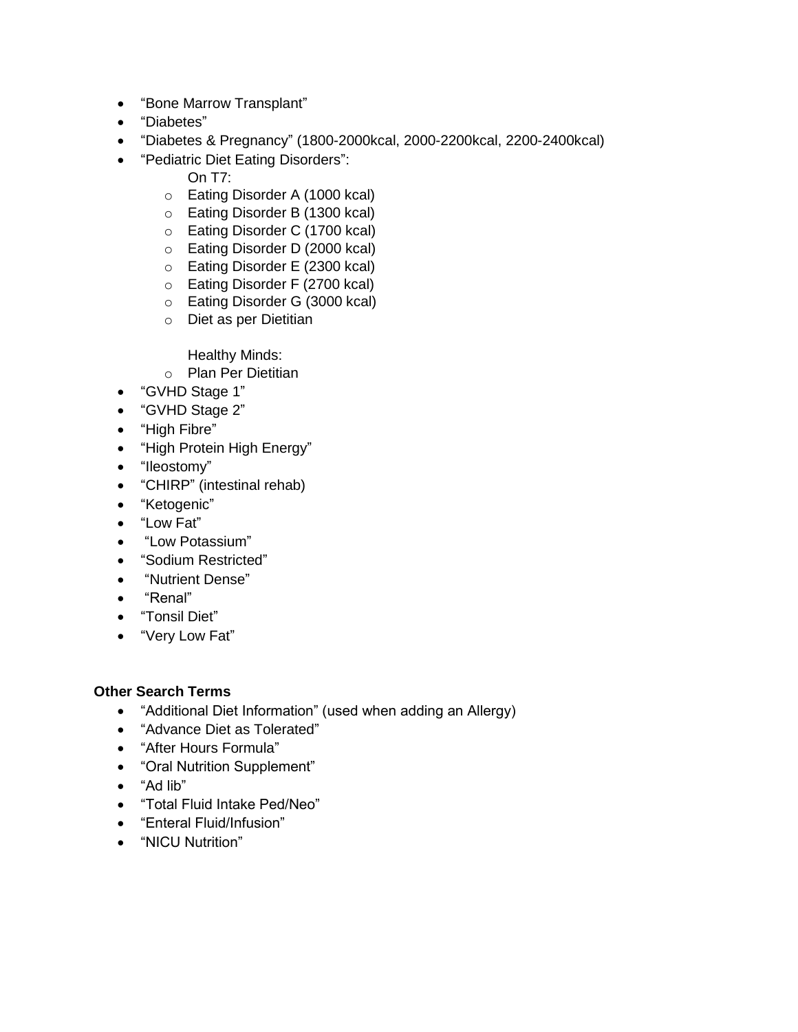- "Bone Marrow Transplant"
- "Diabetes"
- "Diabetes & Pregnancy" (1800-2000kcal, 2000-2200kcal, 2200-2400kcal)
- "Pediatric Diet Eating Disorders":

  On T7:
  - Eating Disorder A (1000 kcal)
  - Eating Disorder B (1300 kcal)
  - Eating Disorder C (1700 kcal)
  - Eating Disorder D (2000 kcal)
  - Eating Disorder E (2300 kcal)
  - Eating Disorder F (2700 kcal)
  - Eating Disorder G (3000 kcal)
  - Diet as per Dietitian

  Healthy Minds:
  - Plan Per Dietitian
- "GVHD Stage 1"
- "GVHD Stage 2"
- "High Fibre"
- "High Protein High Energy"
- "Ileostomy"
- "CHIRP" (intestinal rehab)
- "Ketogenic"
- "Low Fat"
- "Low Potassium"
- "Sodium Restricted"
- "Nutrient Dense"
- "Renal"
- "Tonsil Diet"
- "Very Low Fat"

**Other Search Terms**

- "Additional Diet Information" (used when adding an Allergy)
- "Advance Diet as Tolerated"
- "After Hours Formula"
- "Oral Nutrition Supplement"
- "Ad lib"
- "Total Fluid Intake Ped/Neo"
- "Enteral Fluid/Infusion"
- "NICU Nutrition"